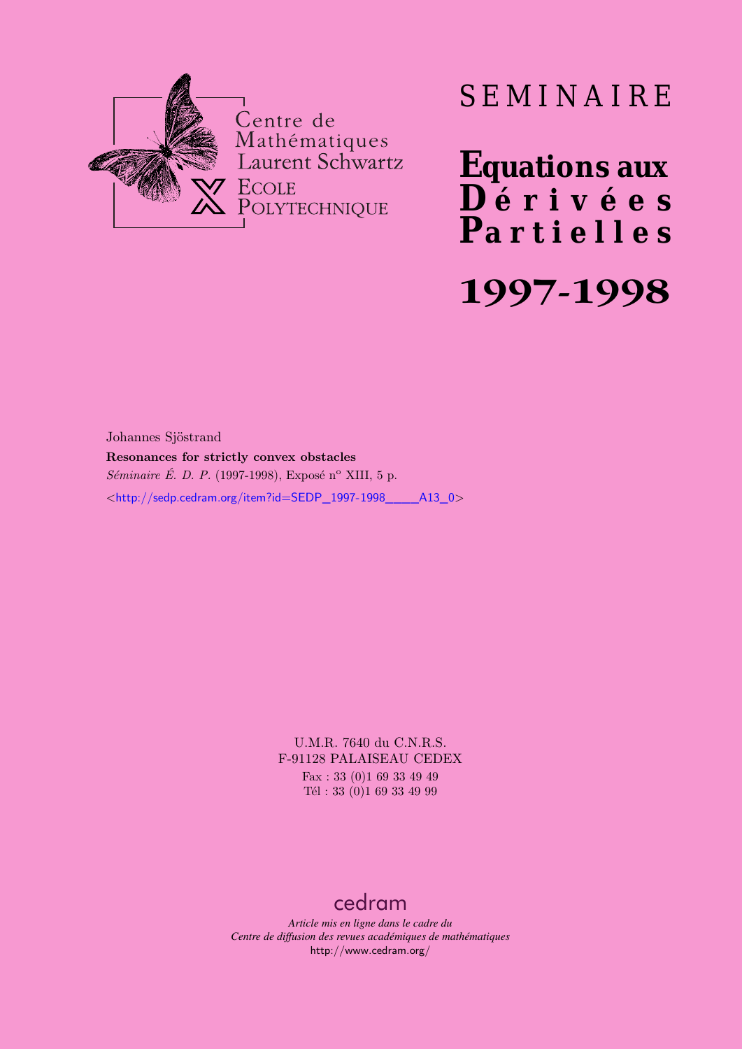Centre de Mathématiques Laurent Schwartz
ECOLE POLYTECHNIQUE

# SEMINAIRE

# Equations aux Dérivées Partielles

# 1997-1998

Johannes Sjöstrand

**Resonances for strictly convex obstacles**

*Séminaire É. D. P.* (1997-1998), Exposé n° XIII, 5 p.

<http://sedp.cedram.org/item?id=SEDP_1997-1998____A13_0>

U.M.R. 7640 du C.N.R.S.
F-91128 PALAISEAU CEDEX
Fax : 33 (0)1 69 33 49 49
Tél : 33 (0)1 69 33 49 99

cedram

*Article mis en ligne dans le cadre du*
*Centre de diffusion des revues académiques de mathématiques*
http://www.cedram.org/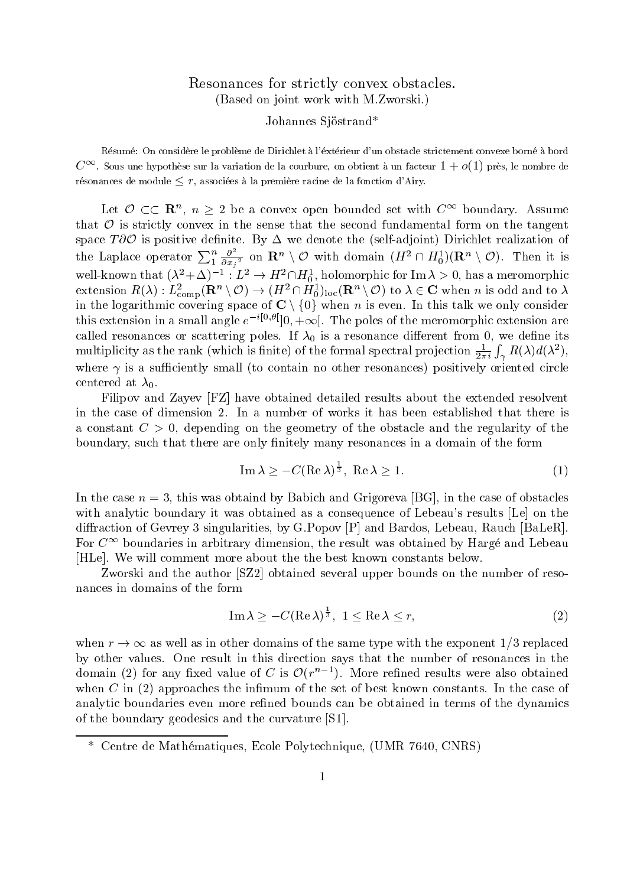# Resonances for strictly convex obstacles.

(Based on joint work with M.Zworski.)

Johannes Sjöstrand*

Résumé: On considère le problème de Dirichlet à l'éxtérieur d'un obstacle strictement convexe borné à bord $C^\infty$. Sous une hypothèse sur la variation de la courbure, on obtient à un facteur $1+o(1)$ près, le nombre de résonances de module $\le r$, associées à la première racine de la fonction d'Airy.

Let $\mathcal{O} \subset\subset \mathbf{R}^n$, $n \ge 2$ be a convex open bounded set with $C^\infty$ boundary. Assume that $\mathcal{O}$ is strictly convex in the sense that the second fundamental form on the tangent space $T\partial\mathcal{O}$ is positive definite. By $\Delta$ we denote the (self-adjoint) Dirichlet realization of the Laplace operator $\sum_1^n \frac{\partial^2}{\partial {x_j}^2}$ on $\mathbf{R}^n \setminus \mathcal{O}$ with domain $(H^2 \cap H_0^1)(\mathbf{R}^n \setminus \mathcal{O})$. Then it is well-known that $(\lambda^2+\Delta)^{-1} : L^2 \to H^2 \cap H_0^1$, holomorphic for $\operatorname{Im}\lambda > 0$, has a meromorphic extension $R(\lambda) : L^2_{\mathrm{comp}}(\mathbf{R}^n \setminus \mathcal{O}) \to (H^2 \cap H_0^1)_{\mathrm{loc}}(\mathbf{R}^n \setminus \mathcal{O})$ to $\lambda \in \mathbf{C}$ when $n$ is odd and to $\lambda$ in the logarithmic covering space of $\mathbf{C} \setminus \{0\}$ when $n$ is even. In this talk we only consider this extension in a small angle $e^{-i[0,\theta[}]0,+\infty[$. The poles of the meromorphic extension are called resonances or scattering poles. If $\lambda_0$ is a resonance different from 0, we define its multiplicity as the rank (which is finite) of the formal spectral projection $\frac{1}{2\pi i}\int_\gamma R(\lambda) d(\lambda^2)$, where $\gamma$ is a sufficiently small (to contain no other resonances) positively oriented circle centered at $\lambda_0$.

Filipov and Zayev [FZ] have obtained detailed results about the extended resolvent in the case of dimension 2. In a number of works it has been established that there is a constant $C > 0$, depending on the geometry of the obstacle and the regularity of the boundary, such that there are only finitely many resonances in a domain of the form

$$\operatorname{Im}\lambda \ge -C(\operatorname{Re}\lambda)^{\frac{1}{3}},\ \operatorname{Re}\lambda \ge 1. \tag{1}$$

In the case $n = 3$, this was obtaind by Babich and Grigoreva [BG], in the case of obstacles with analytic boundary it was obtained as a consequence of Lebeau's results [Le] on the diffraction of Gevrey 3 singularities, by G.Popov [P] and Bardos, Lebeau, Rauch [BaLeR]. For $C^\infty$ boundaries in arbitrary dimension, the result was obtained by Hargé and Lebeau [HLe]. We will comment more about the the best known constants below.

Zworski and the author [SZ2] obtained several upper bounds on the number of resonances in domains of the form

$$\operatorname{Im}\lambda \ge -C(\operatorname{Re}\lambda)^{\frac{1}{3}},\ 1 \le \operatorname{Re}\lambda \le r, \tag{2}$$

when $r \to \infty$ as well as in other domains of the same type with the exponent $1/3$ replaced by other values. One result in this direction says that the number of resonances in the domain (2) for any fixed value of $C$ is $\mathcal{O}(r^{n-1})$. More refined results were also obtained when $C$ in (2) approaches the infimum of the set of best known constants. In the case of analytic boundaries even more refined bounds can be obtained in terms of the dynamics of the boundary geodesics and the curvature [S1].

---

\* Centre de Mathématiques, Ecole Polytechnique, (UMR 7640, CNRS)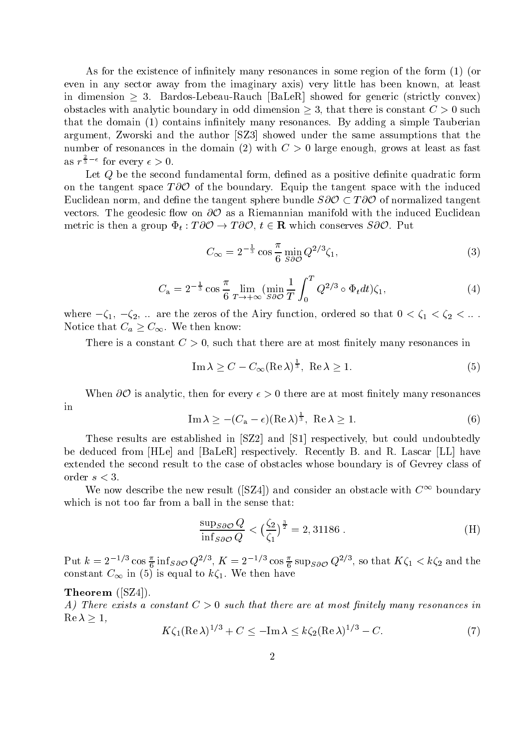As for the existence of infinitely many resonances in some region of the form (1) (or even in any sector away from the imaginary axis) very little has been known, at least in dimension $\geq 3$. Bardos-Lebeau-Rauch [BaLeR] showed for generic (strictly convex) obstacles with analytic boundary in odd dimension $\geq 3$, that there is constant $C > 0$ such that the domain (1) contains infinitely many resonances. By adding a simple Tauberian argument, Zworski and the author [SZ3] showed under the same assumptions that the number of resonances in the domain (2) with $C > 0$ large enough, grows at least as fast as $r^{\frac{2}{3}-\epsilon}$ for every $\epsilon > 0$.

Let $Q$ be the second fundamental form, defined as a positive definite quadratic form on the tangent space $T\partial\mathcal{O}$ of the boundary. Equip the tangent space with the induced Euclidean norm, and define the tangent sphere bundle $S\partial\mathcal{O} \subset T\partial\mathcal{O}$ of normalized tangent vectors. The geodesic flow on $\partial\mathcal{O}$ as a Riemannian manifold with the induced Euclidean metric is then a group $\Phi_t : T\partial\mathcal{O} \to T\partial\mathcal{O}$, $t \in \mathbf{R}$ which conserves $S\partial\mathcal{O}$. Put

$$C_\infty = 2^{-\frac{1}{3}} \cos\frac{\pi}{6} \min_{S\partial\mathcal{O}} Q^{2/3} \zeta_1, \tag{3}$$

$$C_{\mathrm{a}} = 2^{-\frac{1}{3}} \cos\frac{\pi}{6} \lim_{T\to+\infty} (\min_{S\partial\mathcal{O}} \frac{1}{T}\int_0^T Q^{2/3} \circ \Phi_t dt)\zeta_1, \tag{4}$$

where $-\zeta_1$, $-\zeta_2$, .. are the zeros of the Airy function, ordered so that $0 < \zeta_1 < \zeta_2 < ..$ . Notice that $C_a \geq C_\infty$. We then know:

There is a constant $C > 0$, such that there are at most finitely many resonances in

$$\mathrm{Im}\,\lambda \geq C - C_\infty(\mathrm{Re}\,\lambda)^{\frac{1}{3}},\ \mathrm{Re}\,\lambda \geq 1. \tag{5}$$

When $\partial\mathcal{O}$ is analytic, then for every $\epsilon > 0$ there are at most finitely many resonances in

$$\mathrm{Im}\,\lambda \geq -(C_{\mathrm{a}} - \epsilon)(\mathrm{Re}\,\lambda)^{\frac{1}{3}},\ \mathrm{Re}\,\lambda \geq 1. \tag{6}$$

These results are established in [SZ2] and [S1] respectively, but could undoubtedly be deduced from [HLe] and [BaLeR] respectively. Recently B. and R. Lascar [LL] have extended the second result to the case of obstacles whose boundary is of Gevrey class of order $s < 3$.

We now describe the new result ([SZ4]) and consider an obstacle with $C^\infty$ boundary which is not too far from a ball in the sense that:

$$\frac{\sup_{S\partial\mathcal{O}} Q}{\inf_{S\partial\mathcal{O}} Q} < \left(\frac{\zeta_2}{\zeta_1}\right)^{\frac{3}{2}} = 2,31186\ . \tag{H}$$

Put $k = 2^{-1/3}\cos\frac{\pi}{6}\inf_{S\partial\mathcal{O}} Q^{2/3}$, $K = 2^{-1/3}\cos\frac{\pi}{6}\sup_{S\partial\mathcal{O}} Q^{2/3}$, so that $K\zeta_1 < k\zeta_2$ and the constant $C_\infty$ in (5) is equal to $k\zeta_1$. We then have

**Theorem** ([SZ4]).

*A) There exists a constant $C > 0$ such that there are at most finitely many resonances in $\mathrm{Re}\,\lambda \geq 1$,*

$$K\zeta_1(\mathrm{Re}\,\lambda)^{1/3} + C \leq -\mathrm{Im}\,\lambda \leq k\zeta_2(\mathrm{Re}\,\lambda)^{1/3} - C. \tag{7}$$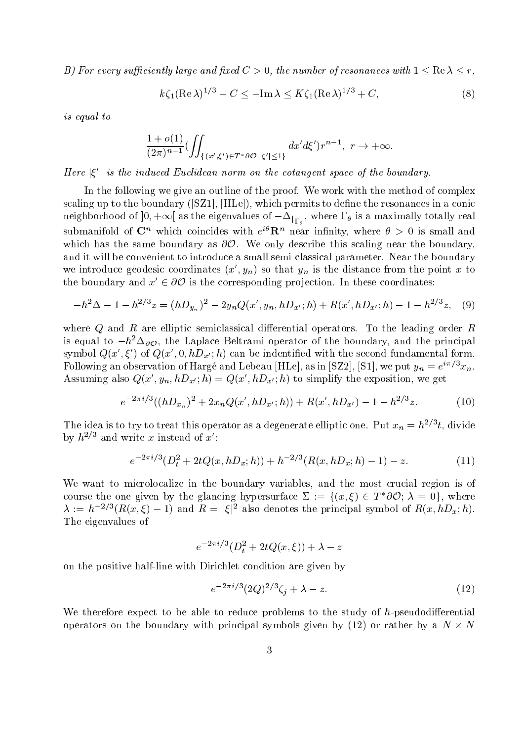*B) For every sufficiently large and fixed $C > 0$, the number of resonances with $1 \le \operatorname{Re}\lambda \le r$,*

$$k\zeta_1(\operatorname{Re}\lambda)^{1/3} - C \le -\operatorname{Im}\lambda \le K\zeta_1(\operatorname{Re}\lambda)^{1/3} + C, \tag{8}$$

*is equal to*

$$\frac{1+o(1)}{(2\pi)^{n-1}}\Big(\iint_{\{(x',\xi')\in T^*\partial\mathcal{O}; |\xi'|\le 1\}} dx'd\xi'\Big)r^{n-1}, \ r\to+\infty.$$

*Here $|\xi'|$ is the induced Euclidean norm on the cotangent space of the boundary.*

In the following we give an outline of the proof. We work with the method of complex scaling up to the boundary ([SZ1], [HLe]), which permits to define the resonances in a conic neighborhood of $]0,+\infty[$ as the eigenvalues of $-\Delta_{|_{\Gamma_\theta}}$, where $\Gamma_\theta$ is a maximally totally real submanifold of $\mathbf{C}^n$ which coincides with $e^{i\theta}\mathbf{R}^n$ near infinity, where $\theta > 0$ is small and which has the same boundary as $\partial\mathcal{O}$. We only describe this scaling near the boundary, and it will be convenient to introduce a small semi-classical parameter. Near the boundary we introduce geodesic coordinates $(x', y_n)$ so that $y_n$ is the distance from the point $x$ to the boundary and $x'\in\partial\mathcal{O}$ is the corresponding projection. In these coordinates:

$$-h^2\Delta - 1 - h^{2/3}z = (hD_{y_n})^2 - 2y_nQ(x', y_n, hD_{x'}; h) + R(x', hD_{x'}; h) - 1 - h^{2/3}z, \tag{9}$$

where $Q$ and $R$ are elliptic semiclassical differential operators. To the leading order $R$ is equal to $-h^2\Delta_{\partial\mathcal{O}}$, the Laplace Beltrami operator of the boundary, and the principal symbol $Q(x',\xi')$ of $Q(x', 0, hD_{x'}; h)$ can be indentified with the second fundamental form. Following an observation of Hargé and Lebeau [HLe], as in [SZ2], [S1], we put $y_n = e^{i\pi/3}x_n$. Assuming also $Q(x', y_n, hD_{x'}; h) = Q(x', hD_{x'}; h)$ to simplify the exposition, we get

$$e^{-2\pi i/3}((hD_{x_n})^2 + 2x_nQ(x', hD_{x'}; h)) + R(x', hD_{x'}) - 1 - h^{2/3}z. \tag{10}$$

The idea is to try to treat this operator as a degenerate elliptic one. Put $x_n = h^{2/3}t$, divide by $h^{2/3}$ and write $x$ instead of $x'$:

$$e^{-2\pi i/3}(D_t^2 + 2tQ(x, hD_x; h)) + h^{-2/3}(R(x, hD_x; h) - 1) - z. \tag{11}$$

We want to microlocalize in the boundary variables, and the most crucial region is of course the one given by the glancing hypersurface $\Sigma := \{(x,\xi)\in T^*\partial\mathcal{O}; \lambda = 0\}$, where $\lambda := h^{-2/3}(R(x,\xi) - 1)$ and $R = |\xi|^2$ also denotes the principal symbol of $R(x, hD_x; h)$. The eigenvalues of

$$e^{-2\pi i/3}(D_t^2 + 2tQ(x,\xi)) + \lambda - z$$

on the positive half-line with Dirichlet condition are given by

$$e^{-2\pi i/3}(2Q)^{2/3}\zeta_j + \lambda - z. \tag{12}$$

We therefore expect to be able to reduce problems to the study of $h$-pseudodifferential operators on the boundary with principal symbols given by (12) or rather by a $N\times N$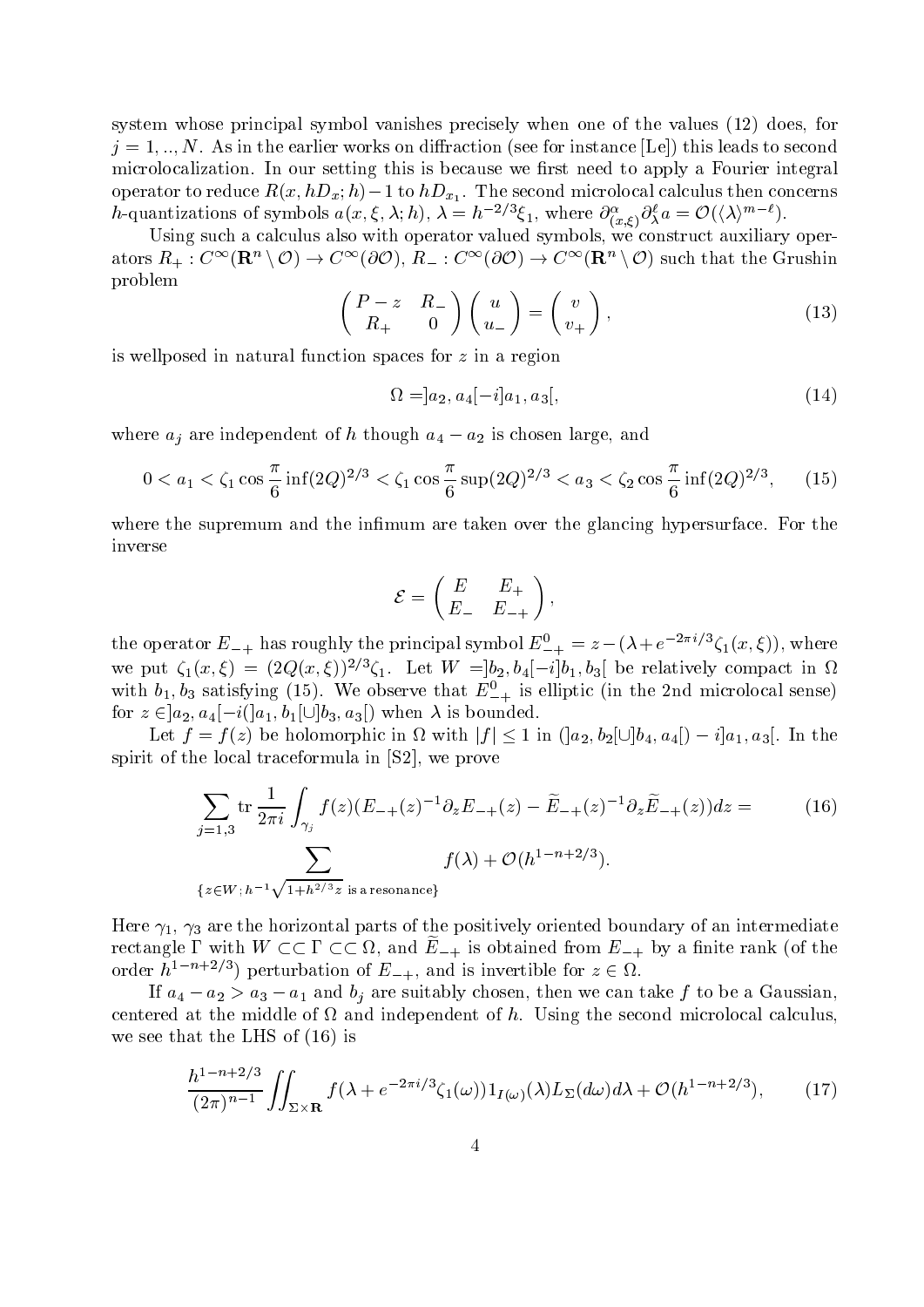system whose principal symbol vanishes precisely when one of the values (12) does, for $j = 1, .., N$. As in the earlier works on diffraction (see for instance [Le]) this leads to second microlocalization. In our setting this is because we first need to apply a Fourier integral operator to reduce $R(x, hD_x; h) - 1$ to $hD_{x_1}$. The second microlocal calculus then concerns $h$-quantizations of symbols $a(x, \xi, \lambda; h)$, $\lambda = h^{-2/3}\xi_1$, where $\partial^\alpha_{(x,\xi)}\partial^\ell_\lambda a = \mathcal{O}(\langle\lambda\rangle^{m-\ell})$.

Using such a calculus also with operator valued symbols, we construct auxiliary operators $R_+ : C^\infty(\mathbf{R}^n \setminus \mathcal{O}) \to C^\infty(\partial\mathcal{O})$, $R_- : C^\infty(\partial\mathcal{O}) \to C^\infty(\mathbf{R}^n \setminus \mathcal{O})$ such that the Grushin problem

$$\begin{pmatrix} P - z & R_- \\ R_+ & 0 \end{pmatrix} \begin{pmatrix} u \\ u_- \end{pmatrix} = \begin{pmatrix} v \\ v_+ \end{pmatrix}, \tag{13}$$

is wellposed in natural function spaces for $z$ in a region

$$\Omega = ]a_2, a_4[ - i]a_1, a_3[, \tag{14}$$

where $a_j$ are independent of $h$ though $a_4 - a_2$ is chosen large, and

$$0 < a_1 < \zeta_1 \cos\frac{\pi}{6} \inf(2Q)^{2/3} < \zeta_1 \cos\frac{\pi}{6} \sup(2Q)^{2/3} < a_3 < \zeta_2 \cos\frac{\pi}{6} \inf(2Q)^{2/3}, \tag{15}$$

where the supremum and the infimum are taken over the glancing hypersurface. For the inverse

$$\mathcal{E} = \begin{pmatrix} E & E_+ \\ E_- & E_{-+} \end{pmatrix},$$

the operator $E_{-+}$ has roughly the principal symbol $E^0_{-+} = z - (\lambda + e^{-2\pi i/3}\zeta_1(x, \xi))$, where we put $\zeta_1(x, \xi) = (2Q(x, \xi))^{2/3}\zeta_1$. Let $W = ]b_2, b_4[ - i]b_1, b_3[$ be relatively compact in $\Omega$ with $b_1, b_3$ satisfying (15). We observe that $E^0_{-+}$ is elliptic (in the 2nd microlocal sense) for $z \in ]a_2, a_4[ - i(]a_1, b_1[ \cup ]b_3, a_3[)$ when $\lambda$ is bounded.

Let $f = f(z)$ be holomorphic in $\Omega$ with $|f| \leq 1$ in $(]a_2, b_2[ \cup ]b_4, a_4[) - i]a_1, a_3[$. In the spirit of the local traceformula in [S2], we prove

$$\sum_{j=1,3} \operatorname{tr} \frac{1}{2\pi i} \int_{\gamma_j} f(z)(E_{-+}(z)^{-1}\partial_z E_{-+}(z) - \widetilde{E}_{-+}(z)^{-1}\partial_z \widetilde{E}_{-+}(z))dz = \sum_{\{z \in W;\, h^{-1}\sqrt{1+h^{2/3}z} \text{ is a resonance}\}} f(\lambda) + \mathcal{O}(h^{1-n+2/3}). \tag{16}$$

Here $\gamma_1$, $\gamma_3$ are the horizontal parts of the positively oriented boundary of an intermediate rectangle $\Gamma$ with $W \subset\subset \Gamma \subset\subset \Omega$, and $\widetilde{E}_{-+}$ is obtained from $E_{-+}$ by a finite rank (of the order $h^{1-n+2/3}$) perturbation of $E_{-+}$, and is invertible for $z \in \Omega$.

If $a_4 - a_2 > a_3 - a_1$ and $b_j$ are suitably chosen, then we can take $f$ to be a Gaussian, centered at the middle of $\Omega$ and independent of $h$. Using the second microlocal calculus, we see that the LHS of (16) is

$$\frac{h^{1-n+2/3}}{(2\pi)^{n-1}} \iint_{\Sigma \times \mathbf{R}} f(\lambda + e^{-2\pi i/3}\zeta_1(\omega))1_{I(\omega)}(\lambda)L_\Sigma(d\omega)d\lambda + \mathcal{O}(h^{1-n+2/3}), \tag{17}$$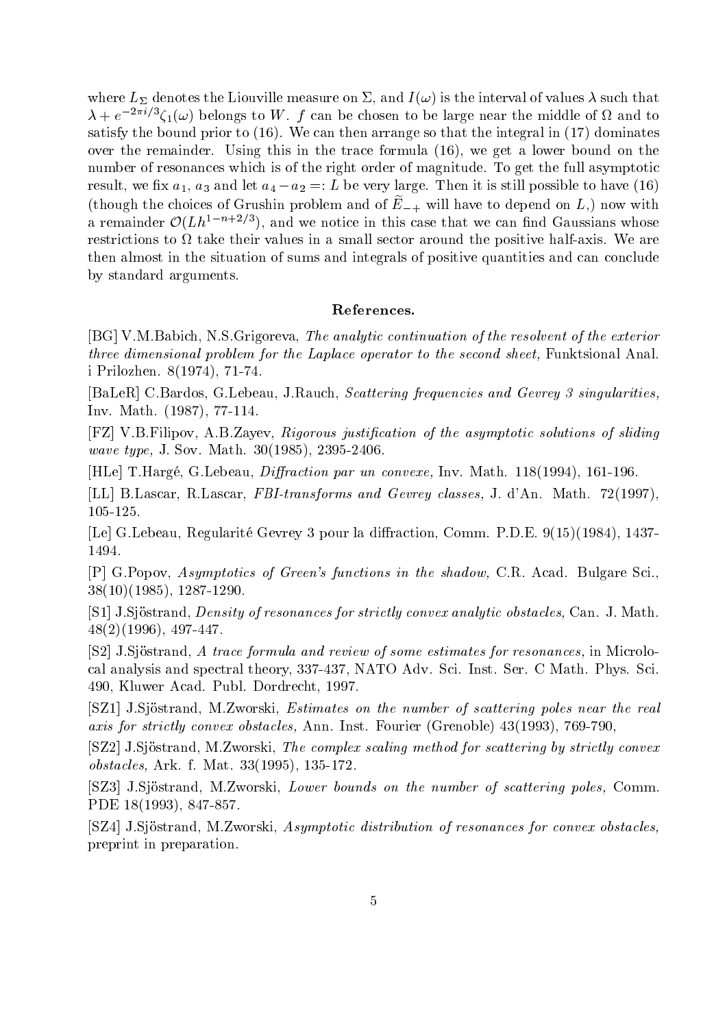where $L_\Sigma$ denotes the Liouville measure on $\Sigma$, and $I(\omega)$ is the interval of values $\lambda$ such that $\lambda + e^{-2\pi i/3}\zeta_1(\omega)$ belongs to $W$. $f$ can be chosen to be large near the middle of $\Omega$ and to satisfy the bound prior to (16). We can then arrange so that the integral in (17) dominates over the remainder. Using this in the trace formula (16), we get a lower bound on the number of resonances which is of the right order of magnitude. To get the full asymptotic result, we fix $a_1$, $a_3$ and let $a_4 - a_2 =: L$ be very large. Then it is still possible to have (16) (though the choices of Grushin problem and of $\widetilde{E}_{-+}$ will have to depend on $L$,) now with a remainder $\mathcal{O}(Lh^{1-n+2/3})$, and we notice in this case that we can find Gaussians whose restrictions to $\Omega$ take their values in a small sector around the positive half-axis. We are then almost in the situation of sums and integrals of positive quantities and can conclude by standard arguments.

## References.

[BG] V.M.Babich, N.S.Grigoreva, *The analytic continuation of the resolvent of the exterior three dimensional problem for the Laplace operator to the second sheet,* Funktsional Anal. i Prilozhen. 8(1974), 71-74.

[BaLeR] C.Bardos, G.Lebeau, J.Rauch, *Scattering frequencies and Gevrey 3 singularities,* Inv. Math. (1987), 77-114.

[FZ] V.B.Filipov, A.B.Zayev, *Rigorous justification of the asymptotic solutions of sliding wave type,* J. Sov. Math. 30(1985), 2395-2406.

[HLe] T.Hargé, G.Lebeau, *Diffraction par un convexe,* Inv. Math. 118(1994), 161-196.

[LL] B.Lascar, R.Lascar, *FBI-transforms and Gevrey classes,* J. d'An. Math. 72(1997), 105-125.

[Le] G.Lebeau, Regularité Gevrey 3 pour la diffraction, Comm. P.D.E. 9(15)(1984), 1437-1494.

[P] G.Popov, *Asymptotics of Green's functions in the shadow,* C.R. Acad. Bulgare Sci., 38(10)(1985), 1287-1290.

[S1] J.Sjöstrand, *Density of resonances for strictly convex analytic obstacles,* Can. J. Math. 48(2)(1996), 497-447.

[S2] J.Sjöstrand, *A trace formula and review of some estimates for resonances,* in Microlocal analysis and spectral theory, 337-437, NATO Adv. Sci. Inst. Ser. C Math. Phys. Sci. 490, Kluwer Acad. Publ. Dordrecht, 1997.

[SZ1] J.Sjöstrand, M.Zworski, *Estimates on the number of scattering poles near the real axis for strictly convex obstacles,* Ann. Inst. Fourier (Grenoble) 43(1993), 769-790,

[SZ2] J.Sjöstrand, M.Zworski, *The complex scaling method for scattering by strictly convex obstacles,* Ark. f. Mat. 33(1995), 135-172.

[SZ3] J.Sjöstrand, M.Zworski, *Lower bounds on the number of scattering poles,* Comm. PDE 18(1993), 847-857.

[SZ4] J.Sjöstrand, M.Zworski, *Asymptotic distribution of resonances for convex obstacles,* preprint in preparation.